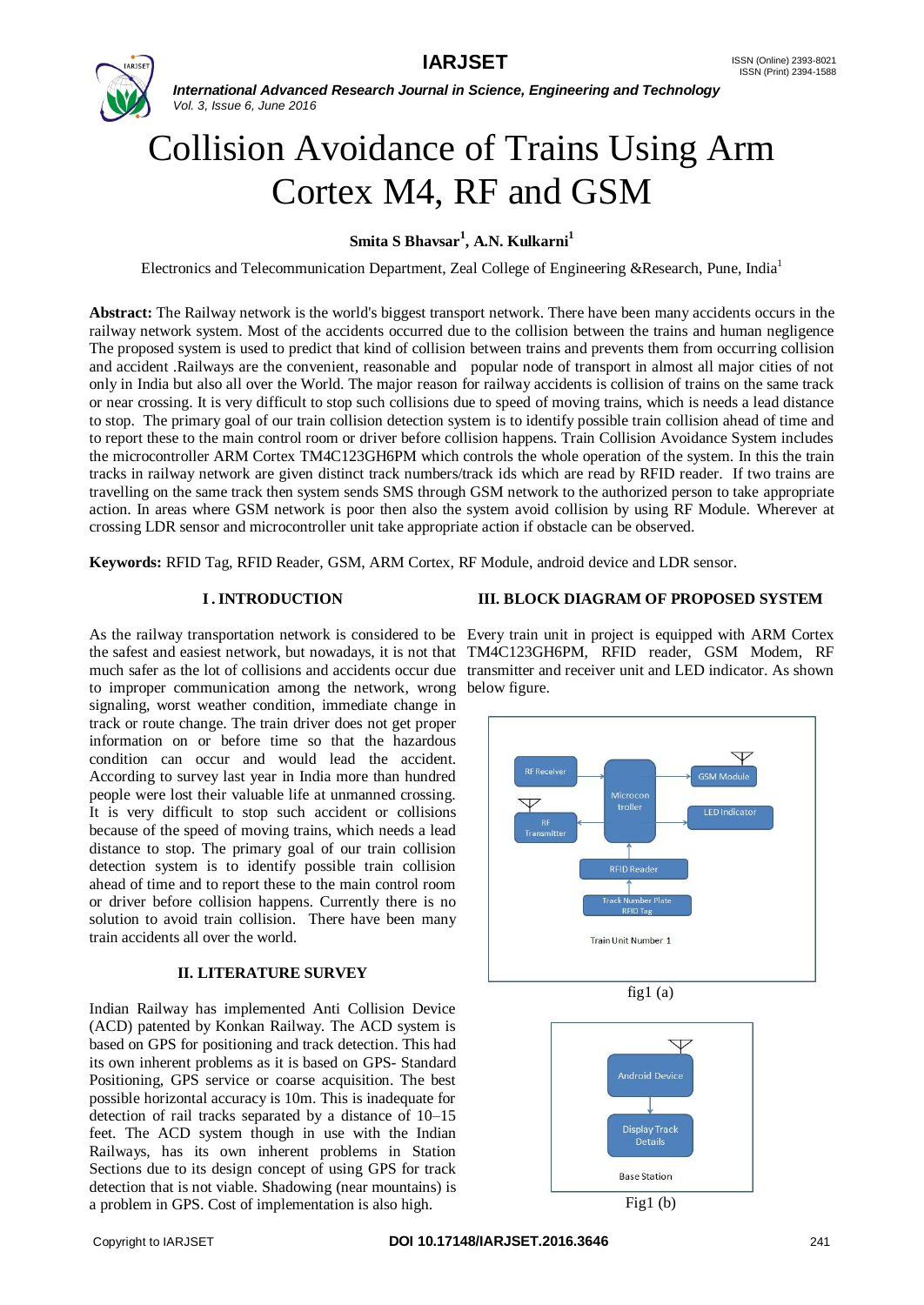# Collision Avoidance of Trains Using Arm Cortex M4, RF and GSM

**Smita S Bhavsar[1], A.N. Kulkarni[1]**

Electronics and Telecommunication Department, Zeal College of Engineering &Research, Pune, India[1]

**Abstract:** The Railway network is the world's biggest transport network. There have been many accidents occurs in the railway network system. Most of the accidents occurred due to the collision between the trains and human negligence The proposed system is used to predict that kind of collision between trains and prevents them from occurring collision and accident .Railways are the convenient, reasonable and popular node of transport in almost all major cities of not only in India but also all over the World. The major reason for railway accidents is collision of trains on the same track or near crossing. It is very difficult to stop such collisions due to speed of moving trains, which is needs a lead distance to stop. The primary goal of our train collision detection system is to identify possible train collision ahead of time and to report these to the main control room or driver before collision happens. Train Collision Avoidance System includes the microcontroller ARM Cortex TM4C123GH6PM which controls the whole operation of the system. In this the train tracks in railway network are given distinct track numbers/track ids which are read by RFID reader. If two trains are travelling on the same track then system sends SMS through GSM network to the authorized person to take appropriate action. In areas where GSM network is poor then also the system avoid collision by using RF Module. Wherever at crossing LDR sensor and microcontroller unit take appropriate action if obstacle can be observed.

**Keywords:** RFID Tag, RFID Reader, GSM, ARM Cortex, RF Module, android device and LDR sensor.

## I. INTRODUCTION

As the railway transportation network is considered to be the safest and easiest network, but nowadays, it is not that much safer as the lot of collisions and accidents occur due to improper communication among the network, wrong signaling, worst weather condition, immediate change in track or route change. The train driver does not get proper information on or before time so that the hazardous condition can occur and would lead the accident. According to survey last year in India more than hundred people were lost their valuable life at unmanned crossing. It is very difficult to stop such accident or collisions because of the speed of moving trains, which needs a lead distance to stop. The primary goal of our train collision detection system is to identify possible train collision ahead of time and to report these to the main control room or driver before collision happens. Currently there is no solution to avoid train collision. There have been many train accidents all over the world.

## II. LITERATURE SURVEY

Indian Railway has implemented Anti Collision Device (ACD) patented by Konkan Railway. The ACD system is based on GPS for positioning and track detection. This had its own inherent problems as it is based on GPS- Standard Positioning, GPS service or coarse acquisition. The best possible horizontal accuracy is 10m. This is inadequate for detection of rail tracks separated by a distance of 10–15 feet. The ACD system though in use with the Indian Railways, has its own inherent problems in Station Sections due to its design concept of using GPS for track detection that is not viable. Shadowing (near mountains) is a problem in GPS. Cost of implementation is also high.

## III. BLOCK DIAGRAM OF PROPOSED SYSTEM

Every train unit in project is equipped with ARM Cortex TM4C123GH6PM, RFID reader, GSM Modem, RF transmitter and receiver unit and LED indicator. As shown below figure.

RF Receiver | Microcontroller | GSM Module | LED Indicator | RF Transmitter | RFID Reader | Track Number Plate RFID Tag | Train Unit Number 1

fig1 (a)

Android Device | Display Track Details | Base Station

Fig1 (b)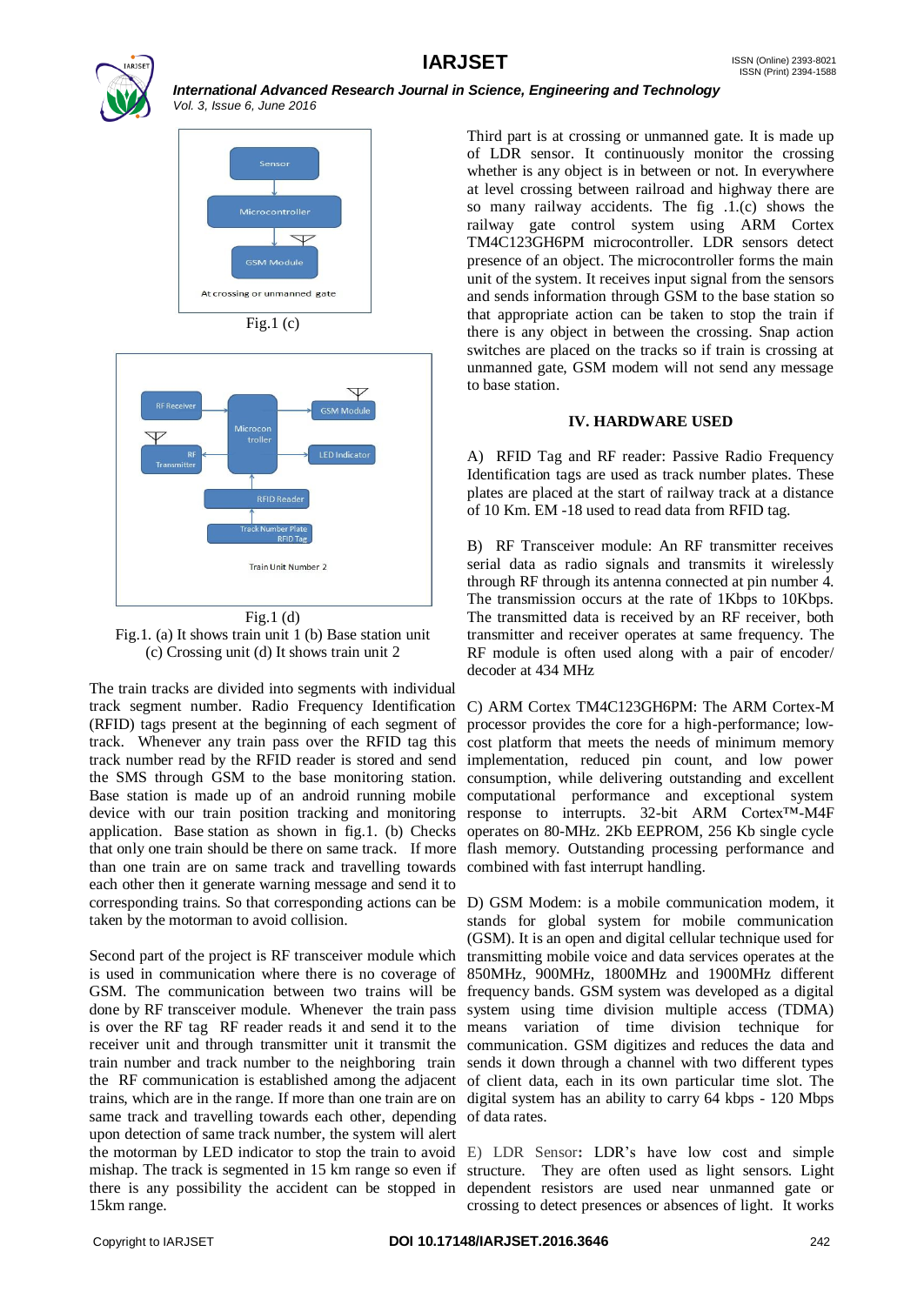Sensor

Microcontroller

GSM Module

At crossing or unmanned gate

Fig.1 (c)

RF Receiver

RF Transmitter

Microcontroller

GSM Module

LED Indicator

RFID Reader

Track Number Plate RFID Tag

Train Unit Number 2

Fig.1 (d)

Fig.1. (a) It shows train unit 1 (b) Base station unit (c) Crossing unit (d) It shows train unit 2

The train tracks are divided into segments with individual track segment number. Radio Frequency Identification (RFID) tags present at the beginning of each segment of track. Whenever any train pass over the RFID tag this track number read by the RFID reader is stored and send the SMS through GSM to the base monitoring station. Base station is made up of an android running mobile device with our train position tracking and monitoring application. Base station as shown in fig.1. (b) Checks that only one train should be there on same track. If more than one train are on same track and travelling towards each other then it generate warning message and send it to corresponding trains. So that corresponding actions can be taken by the motorman to avoid collision.

Second part of the project is RF transceiver module which is used in communication where there is no coverage of GSM. The communication between two trains will be done by RF transceiver module. Whenever the train pass is over the RF tag RF reader reads it and send it to the receiver unit and through transmitter unit it transmit the train number and track number to the neighboring train the RF communication is established among the adjacent trains, which are in the range. If more than one train are on same track and travelling towards each other, depending upon detection of same track number, the system will alert the motorman by LED indicator to stop the train to avoid mishap. The track is segmented in 15 km range so even if there is any possibility the accident can be stopped in 15km range.

Third part is at crossing or unmanned gate. It is made up of LDR sensor. It continuously monitor the crossing whether is any object is in between or not. In everywhere at level crossing between railroad and highway there are so many railway accidents. The fig .1.(c) shows the railway gate control system using ARM Cortex TM4C123GH6PM microcontroller. LDR sensors detect presence of an object. The microcontroller forms the main unit of the system. It receives input signal from the sensors and sends information through GSM to the base station so that appropriate action can be taken to stop the train if there is any object in between the crossing. Snap action switches are placed on the tracks so if train is crossing at unmanned gate, GSM modem will not send any message to base station.

## IV. HARDWARE USED

A) RFID Tag and RF reader: Passive Radio Frequency Identification tags are used as track number plates. These plates are placed at the start of railway track at a distance of 10 Km. EM -18 used to read data from RFID tag.

B) RF Transceiver module: An RF transmitter receives serial data as radio signals and transmits it wirelessly through RF through its antenna connected at pin number 4. The transmission occurs at the rate of 1Kbps to 10Kbps. The transmitted data is received by an RF receiver, both transmitter and receiver operates at same frequency. The RF module is often used along with a pair of encoder/ decoder at 434 MHz

C) ARM Cortex TM4C123GH6PM: The ARM Cortex-M processor provides the core for a high-performance; low-cost platform that meets the needs of minimum memory implementation, reduced pin count, and low power consumption, while delivering outstanding and excellent computational performance and exceptional system response to interrupts. 32-bit ARM Cortex™-M4F operates on 80-MHz. 2Kb EEPROM, 256 Kb single cycle flash memory. Outstanding processing performance and combined with fast interrupt handling.

D) GSM Modem: is a mobile communication modem, it stands for global system for mobile communication (GSM). It is an open and digital cellular technique used for transmitting mobile voice and data services operates at the 850MHz, 900MHz, 1800MHz and 1900MHz different frequency bands. GSM system was developed as a digital system using time division multiple access (TDMA) means variation of time division technique for communication. GSM digitizes and reduces the data and sends it down through a channel with two different types of client data, each in its own particular time slot. The digital system has an ability to carry 64 kbps - 120 Mbps of data rates.

E) LDR Sensor**:** LDR's have low cost and simple structure. They are often used as light sensors. Light dependent resistors are used near unmanned gate or crossing to detect presences or absences of light. It works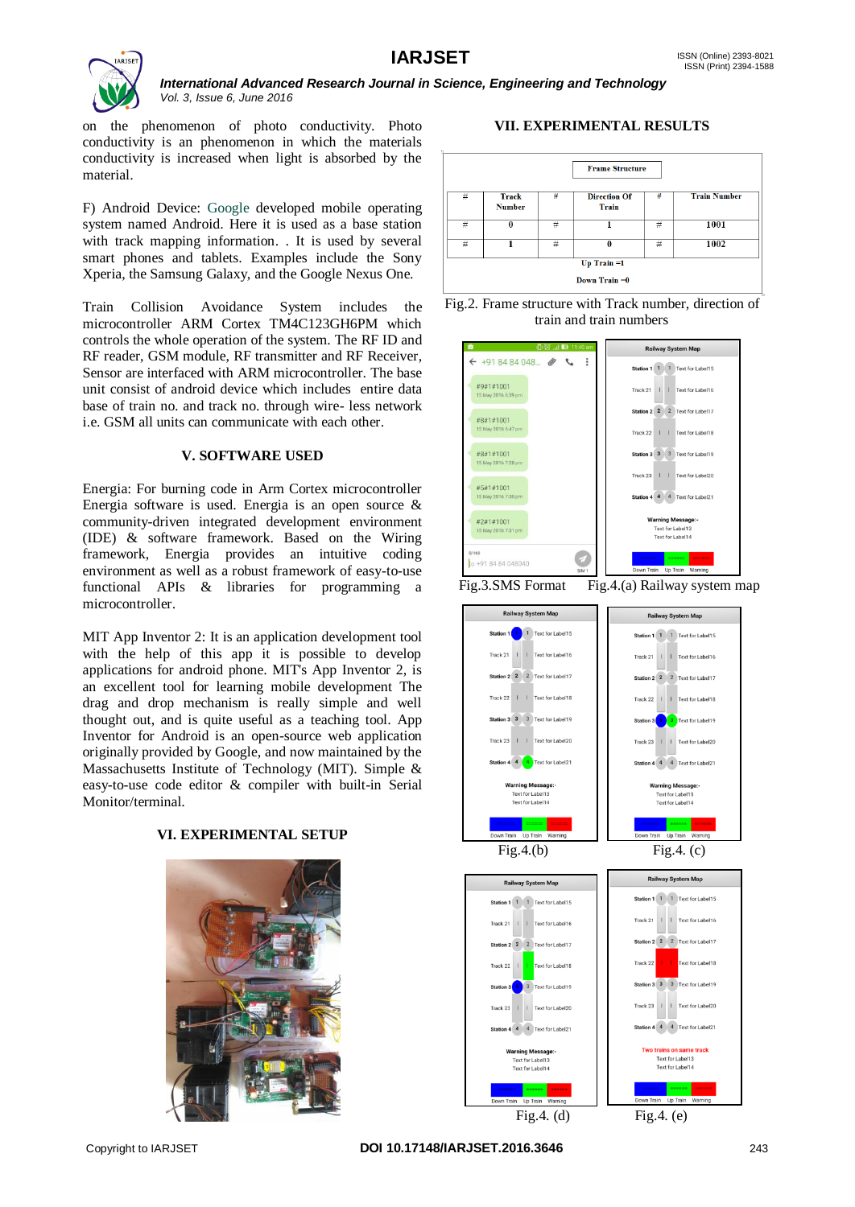on the phenomenon of photo conductivity. Photo conductivity is an phenomenon in which the materials conductivity is increased when light is absorbed by the material.

F) Android Device: Google developed mobile operating system named Android. Here it is used as a base station with track mapping information. . It is used by several smart phones and tablets. Examples include the Sony Xperia, the Samsung Galaxy, and the Google Nexus One.

Train Collision Avoidance System includes the microcontroller ARM Cortex TM4C123GH6PM which controls the whole operation of the system. The RF ID and RF reader, GSM module, RF transmitter and RF Receiver, Sensor are interfaced with ARM microcontroller. The base unit consist of android device which includes entire data base of train no. and track no. through wire- less network i.e. GSM all units can communicate with each other.

## V. SOFTWARE USED

Energia: For burning code in Arm Cortex microcontroller Energia software is used. Energia is an open source & community-driven integrated development environment (IDE) & software framework. Based on the Wiring framework, Energia provides an intuitive coding environment as well as a robust framework of easy-to-use functional APIs & libraries for programming a microcontroller.

MIT App Inventor 2: It is an application development tool with the help of this app it is possible to develop applications for android phone. MIT's App Inventor 2, is an excellent tool for learning mobile development The drag and drop mechanism is really simple and well thought out, and is quite useful as a teaching tool. App Inventor for Android is an open-source web application originally provided by Google, and now maintained by the Massachusetts Institute of Technology (MIT). Simple & easy-to-use code editor & compiler with built-in Serial Monitor/terminal.

## VI. EXPERIMENTAL SETUP

## VII. EXPERIMENTAL RESULTS

Frame Structure

| # | Track Number | # | Direction Of Train | # | Train Number |
|---|---|---|---|---|---|
| # | 0 | # | 1 | # | 1001 |
| # | 1 | # | 0 | # | 1002 |

Up Train =1

Down Train =0

Fig.2. Frame structure with Track number, direction of train and train numbers

Fig.3.SMS Format

Fig.4.(a) Railway system map

Fig.4.(b)

Fig.4. (c)

Fig.4. (d)

Fig.4. (e)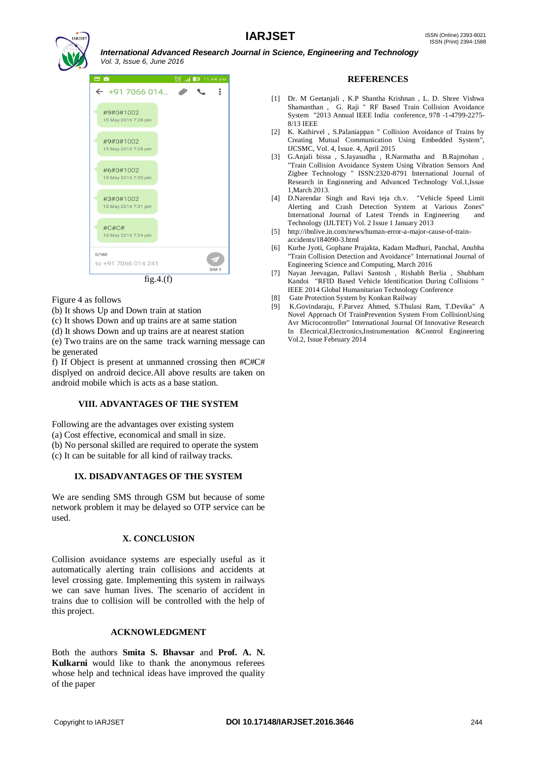fig.4.(f)

Figure 4 as follows

(b) It shows Up and Down train at station

(c) It shows Down and up trains are at same station

(d) It shows Down and up trains are at nearest station

(e) Two trains are on the same track warning message can be generated

f) If Object is present at unmanned crossing then #C#C# displyed on android decice.All above results are taken on android mobile which is acts as a base station.

## VIII. ADVANTAGES OF THE SYSTEM

Following are the advantages over existing system

(a) Cost effective, economical and small in size.

(b) No personal skilled are required to operate the system

(c) It can be suitable for all kind of railway tracks.

## IX. DISADVANTAGES OF THE SYSTEM

We are sending SMS through GSM but because of some network problem it may be delayed so OTP service can be used.

## X. CONCLUSION

Collision avoidance systems are especially useful as it automatically alerting train collisions and accidents at level crossing gate. Implementing this system in railways we can save human lives. The scenario of accident in trains due to collision will be controlled with the help of this project.

## ACKNOWLEDGMENT

Both the authors **Smita S. Bhavsar** and **Prof. A. N. Kulkarni** would like to thank the anonymous referees whose help and technical ideas have improved the quality of the paper

## REFERENCES

[1] Dr. M Geetanjali , K.P Shantha Krishnan , L. D. Shree Vishwa Shamanthan , G. Raji " RF Based Train Collision Avoidance System "2013 Annual IEEE India conference, 978 -1-4799-2275-8/13 IEEE

[2] K. Kathirvel , S.Palaniappan " Collision Avoidance of Trains by Creating Mutual Communication Using Embedded System", IJCSMC, Vol. 4, Issue. 4, April 2015

[3] G.Anjali bissa , S.Jayasudha , R.Narmatha and B.Rajmohan , "Train Collision Avoidance System Using Vibration Sensors And Zigbee Technology " ISSN:2320-8791 International Journal of Research in Enginnering and Advanced Technology Vol.1,Issue 1,March 2013.

[4] D.Narendar Singh and Ravi teja ch.v. "Vehicle Speed Limit Alerting and Crash Detection System at Various Zones" International Journal of Latest Trends in Engineering and Technology (IJLTET) Vol. 2 Issue 1 January 2013

[5] http://ibnlive.in.com/news/human-error-a-major-cause-of-train-accidents/184090-3.html

[6] Kurhe Jyoti, Gophane Prajakta, Kadam Madhuri, Panchal, Anubha "Train Collision Detection and Avoidance" International Journal of Engineering Science and Computing, March 2016

[7] Nayan Jeevagan, Pallavi Santosh , Rishabh Berlia , Shubham Kandoi "RFID Based Vehicle Identification During Collisions " IEEE 2014 Global Humanitarian Technology Conference

[8] Gate Protection System by Konkan Railway

[9] K.Govindaraju, F.Parvez Ahmed, S.Thulasi Ram, T.Devika" A Novel Approach Of TrainPrevention System From CollisionUsing Avr Microcontroller" International Journal Of Innovative Research In Electrical,Electronics,Instrumentation &Control Engineering Vol.2, Issue February 2014